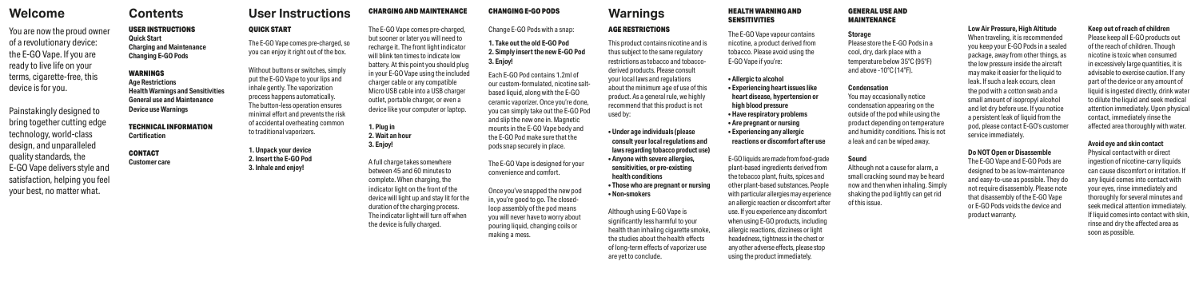# Welcome

You are now the proud owner of a revolutionary device: the E-GO Vape. If you are ready to live life on your terms, cigarette-free, this device is for you.

Painstakingly designed to bring together cutting edge technology, world-class design, and unparalleled quality standards, the E-GO Vape delivers style and satisfaction, helping you feel your best, no matter what.

# Contents

**USER INSTRUCTIONS**
**Quick Start**
**Charging and Maintenance**
**Changing E-GO Pods**

**WARNINGS**
**Age Restrictions**
**Health Warnings and Sensitivities**
**General use and Maintenance**
**Device use Warnings**

**TECHNICAL INFORMATION**
**Certification**

**CONTACT**
**Customer care**

# User Instructions

## QUICK START

The E-GO Vape comes pre-charged, so you can enjoy it right out of the box.

Without buttons or switches, simply put the E-GO Vape to your lips and inhale gently. The vaporization process happens automatically. The button-less operation ensures minimal effort and prevents the risk of accidental overheating common to traditional vaporizers.

1. Unpack your device
2. Insert the E-GO Pod
3. Inhale and enjoy!

## CHARGING AND MAINTENANCE

The E-GO Vape comes pre-charged, but sooner or later you will need to recharge it. The front indicator will blink ten times to indicate low battery. At this point you should plug in your E-GO Vape using the included charger cable or any compatible Micro USB cable into a USB charger outlet, portable charger, or even a device like your computer or laptop.

1. Plug in
2. Wait an hour
3. Enjoy!

A full charge takes somewhere between 45 and 60 minutes to complete. When charging, the indicator light on the front of the device will light up and stay lit for the duration of the charging process. The indicator light will turn off when the device is fully charged.

## CHANGING E-GO PODS

Change E-GO Pods with a snap:

**1. Take out the old E-GO Pod**
**2. Simply insert the new E-GO Pod**
**3. Enjoy!**

Each E-GO Pod contains 1.2ml of our custom-formulated, nicotine salt-based liquid, along with the E-GO ceramic vaporizer. Once you're done, you can simply take out the E-GO Pod and slip the new one in. Magnetic mounts in the E-GO Vape body and the E-GO Pod make sure that the pods snap securely in place.

The E-GO Vape is designed for your convenience and comfort.

Once you've snapped the new pod in, you're good to go. The closed-loop assembly of the pod means you will never have to worry about pouring liquid, changing coils or making a mess.

# Warnings

## AGE RESTRICTIONS

This product contains nicotine and is thus subject to the same regulatory restrictions as tobacco and tobacco-derived products. Please consult your local laws and regulations about the minimum age of use of this product. As a general rule, we highly recommend that this product is not used by:

- **Under age individuals (please consult your local regulations and laws regarding tobacco product use)**
- **Anyone with severe allergies, sensitivities, or pre-existing health conditions**
- **Those who are pregnant or nursing**
- **Non-smokers**

Although using E-GO Vape is significantly less harmful to your health than inhaling cigarette smoke, the studies about the health effects of long-term effects of vaporizer use are yet to conclude.

## HEALTH WARNING AND SENSITIVITIES

The E-GO Vape vapour contains nicotine, a product derived from tobacco. Please avoid using the E-GO Vape if you're:

- **Allergic to alcohol**
- **Experiencing heart issues like heart disease, hypertension or high blood pressure**
- **Have respiratory problems**
- **Are pregnant or nursing**
- **Experiencing any allergic reactions or discomfort after use**

E-GO liquids are made from food-grade plant-based ingredients derived from the tobacco plant, fruits, spices and other plant-based substances. People with particular allergies may experience an allergic reaction or discomfort after use. If you experience any discomfort when using E-GO products, including allergic reactions, dizziness or light headedness, tightness in the chest or any other adverse effects, please stop using the product immediately.

## GENERAL USE AND MAINTENANCE

**Storage**
Please store the E-GO Pods in a cool, dry, dark place with a temperature below 35°C (95°F) and above -10°C (14°F).

**Condensation**
You may occasionally notice condensation appearing on the outside of the pod while using the product depending on temperature and humidity conditions. This is not a leak and can be wiped away.

**Sound**
Although not a cause for alarm, a small cracking sound may be heard now and then when inhaling. Simply shaking the pod lightly can get rid of this issue.

**Low Air Pressure, High Altitude**
When traveling, it is recommended you keep your E-GO Pods in a sealed package, away from other things, as the low pressure inside the aircraft may make it easier for the liquid to leak. If such a leak occurs, clean the pod with a cotton swab and a small amount of isopropyl alcohol and let it dry before use. If you notice a persistent leak of liquid from the pod, please contact E-GO's customer service immediately.

**Do NOT Open or Disassemble**
The E-GO Vape and E-GO Pods are designed to be as low-maintenance and easy-to-use as possible. They do not require disassembly. Please note that disassembly of the E-GO Vape or E-GO Pods voids the device and product warranty.

**Keep out of reach of children**
Please keep all E-GO products out of the reach of children. Though nicotine is toxic when consumed in excessively large quantities, it is advisable to exercise caution. If any part of the device or any amount of liquid is ingested directly, drink water to dilute the liquid and seek medical attention immediately. Upon physical contact, immediately rinse the affected area thoroughly with water.

**Avoid eye and skin contact**
Physical contact with or direct ingestion of nicotine-carry liquids can cause discomfort or irritation. If any liquid comes into contact with your eyes, rinse immediately and thoroughly for several minutes and seek medical attention immediately. If liquid comes into contact with skin, rinse and dry the affected area as soon as possible.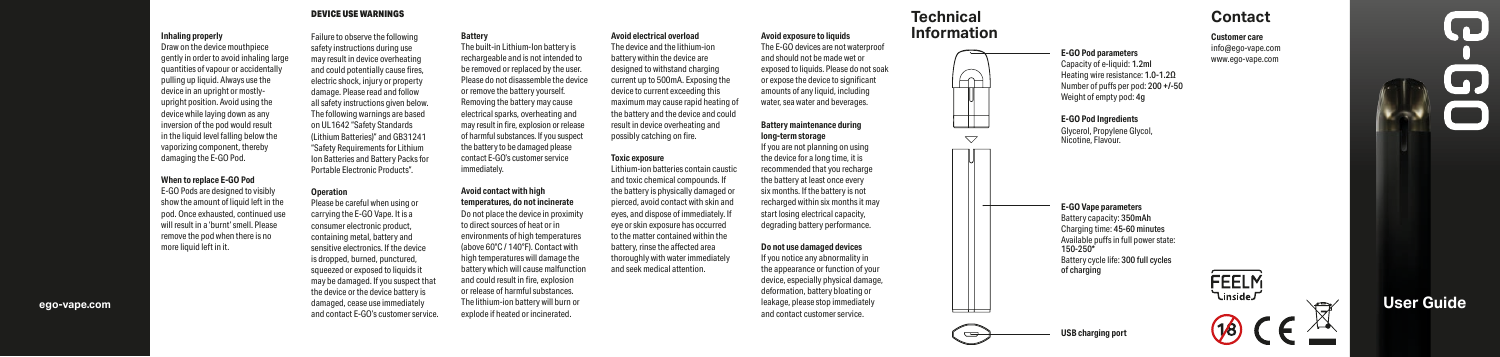### Inhaling properly

Draw on the device mouthpiece gently in order to avoid inhaling large quantities of vapour or accidentally pulling up liquid. Always use the device in an upright or mostly-upright position. Avoid using the device while laying down as any inversion of the pod would result in the liquid level falling below the vaporizing component, thereby damaging the E-GO Pod.

### When to replace E-GO Pod

E-GO Pods are designed to visibly show the amount of liquid left in the pod. Once exhausted, continued use will result in a 'burnt' smell. Please remove the pod when there is no more liquid left in it.

ego-vape.com

## DEVICE USE WARNINGS

Failure to observe the following safety instructions during use may result in device overheating and could potentially cause fires, electric shock, injury or property damage. Please read and follow all safety instructions given below. The following warnings are based on UL1642 "Safety Standards (Lithium Batteries)" and GB31241 "Safety Requirements for Lithium Ion Batteries and Battery Packs for Portable Electronic Products".

### Operation

Please be careful when using or carrying the E-GO Vape. It is a consumer electronic product, containing metal, battery and sensitive electronics. If the device is dropped, burned, punctured, squeezed or exposed to liquids it may be damaged. If you suspect that the device or the device battery is damaged, cease use immediately and contact E-GO's customer service.

### Battery

The built-in Lithium-Ion battery is rechargeable and is not intended to be removed or replaced by the user. Please do not disassemble the device or remove the battery yourself. Removing the battery may cause electrical sparks, overheating and may result in fire, explosion or release of harmful substances. If you suspect the battery to be damaged please contact E-GO's customer service immediately.

### Avoid contact with high temperatures, do not incinerate

Do not place the device in proximity to direct sources of heat or in environments of high temperatures (above 60°C / 140°F). Contact with high temperatures will damage the battery which will cause malfunction and could result in fire, explosion or release of harmful substances. The lithium-ion battery will burn or explode if heated or incinerated.

### Avoid electrical overload

The device and the lithium-ion battery within the device are designed to withstand charging current up to 500mA. Exposing the device to current exceeding this maximum may cause rapid heating of the battery and the device and could result in device overheating and possibly catching on fire.

### Toxic exposure

Lithium-ion batteries contain caustic and toxic chemical compounds. If the battery is physically damaged or pierced, avoid contact with skin and eyes, and dispose of immediately. If eye or skin exposure has occurred to the matter contained within the battery, rinse the affected area thoroughly with water immediately and seek medical attention.

### Avoid exposure to liquids

The E-GO devices are not waterproof and should not be made wet or exposed to liquids. Please do not soak or expose the device to significant amounts of any liquid, including water, sea water and beverages.

### Battery maintenance during long-term storage

If you are not planning on using the device for a long time, it is recommended that you recharge the battery at least once every six months. If the battery is not recharged within six months it may start losing electrical capacity, degrading battery performance.

### Do not use damaged devices

If you notice any abnormality in the appearance or function of your device, especially physical damage, deformation, battery bloating or leakage, please stop immediately and contact customer service.

## Technical Information

### E-GO Pod parameters

Capacity of e-liquid: 1.2ml
Heating wire resistance: 1.0-1.2Ω
Number of puffs per pod: 200 +/-50
Weight of empty pod: 4g

### E-GO Pod Ingredients

Glycerol, Propylene Glycol, Nicotine, Flavour.

### E-GO Vape parameters

Battery capacity: 350mAh
Charging time: 45-60 minutes
Available puffs in full power state: 150-250*
Battery cycle life: 300 full cycles of charging

USB charging port

## Contact

**Customer care**
info@ego-vape.com
www.ego-vape.com

E-GO

FEELM inside

18 CE

User Guide